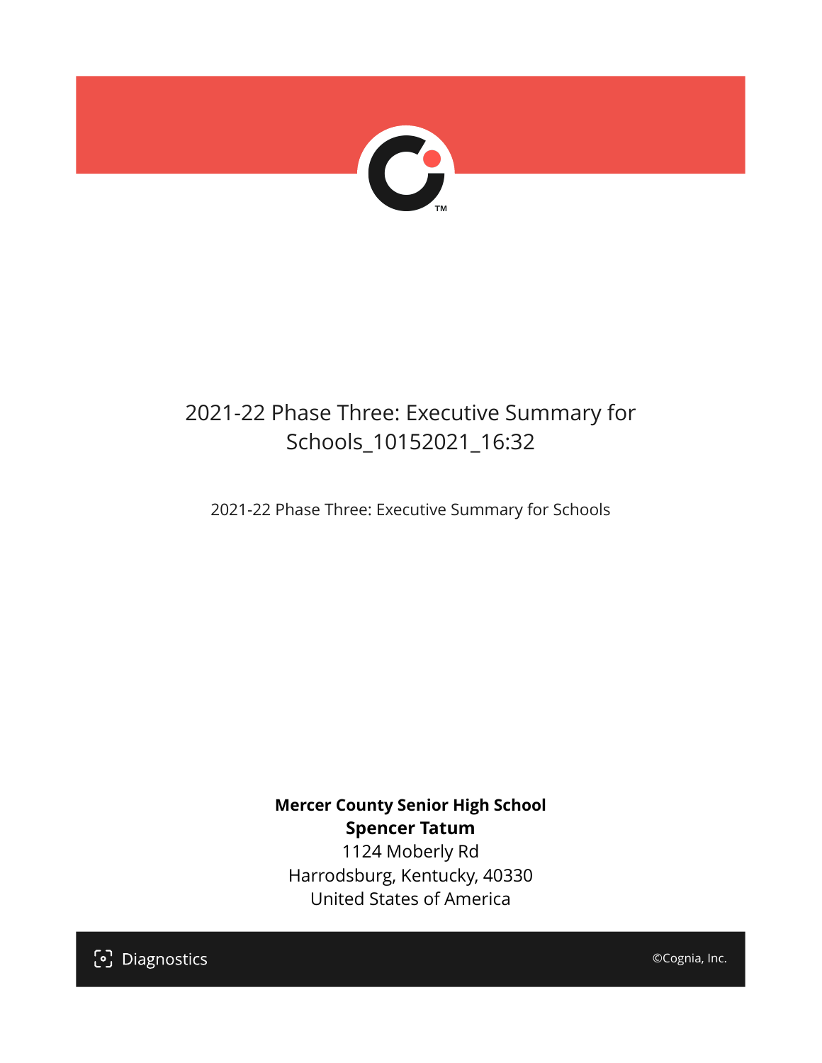# 2021-22 Phase Three: Executive Summary for Schools_10152021_16:32

2021-22 Phase Three: Executive Summary for Schools

**Mercer County Senior High School**
**Spencer Tatum**
1124 Moberly Rd
Harrodsburg, Kentucky, 40330
United States of America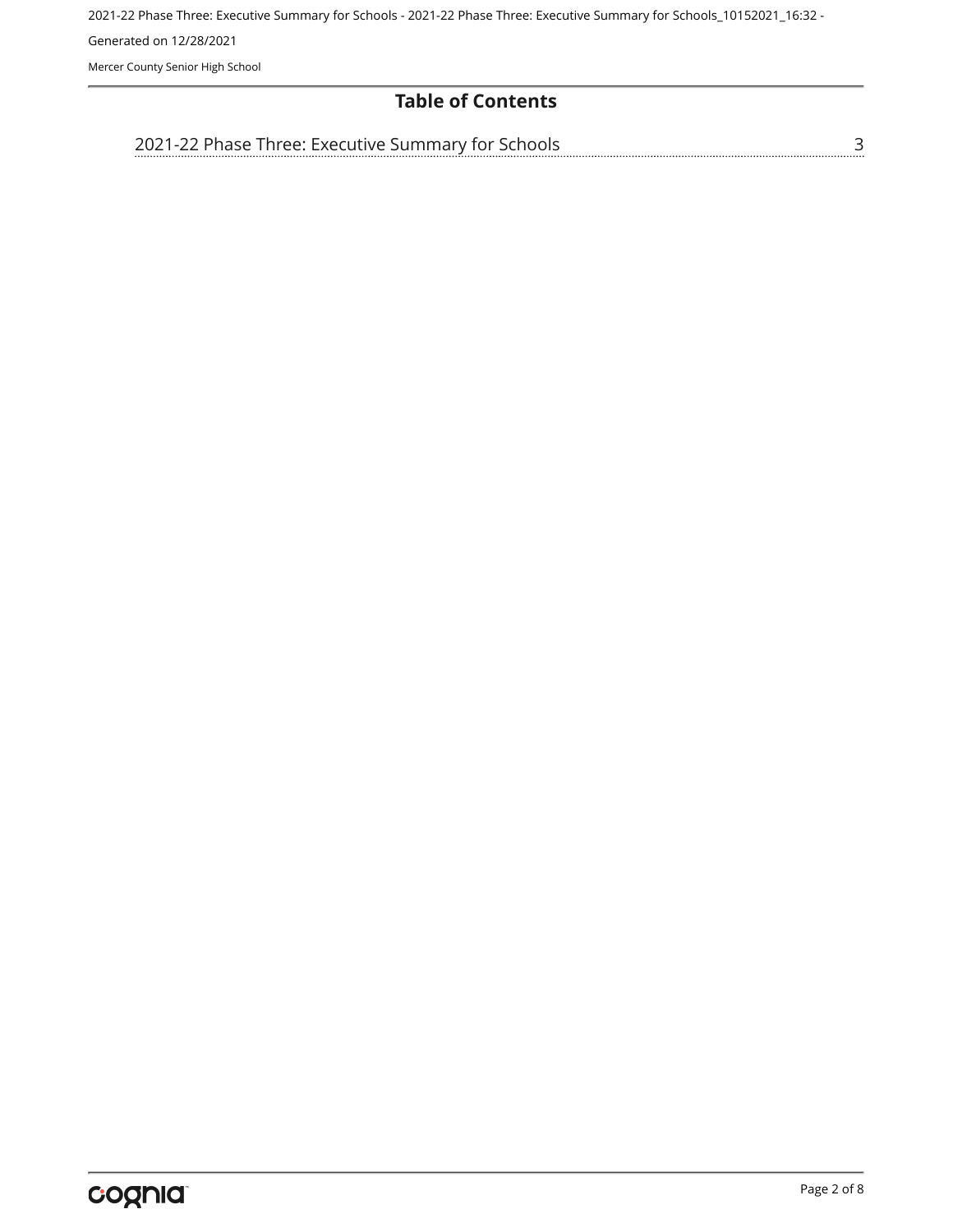# Table of Contents

2021-22 Phase Three: Executive Summary for Schools ........................................ 3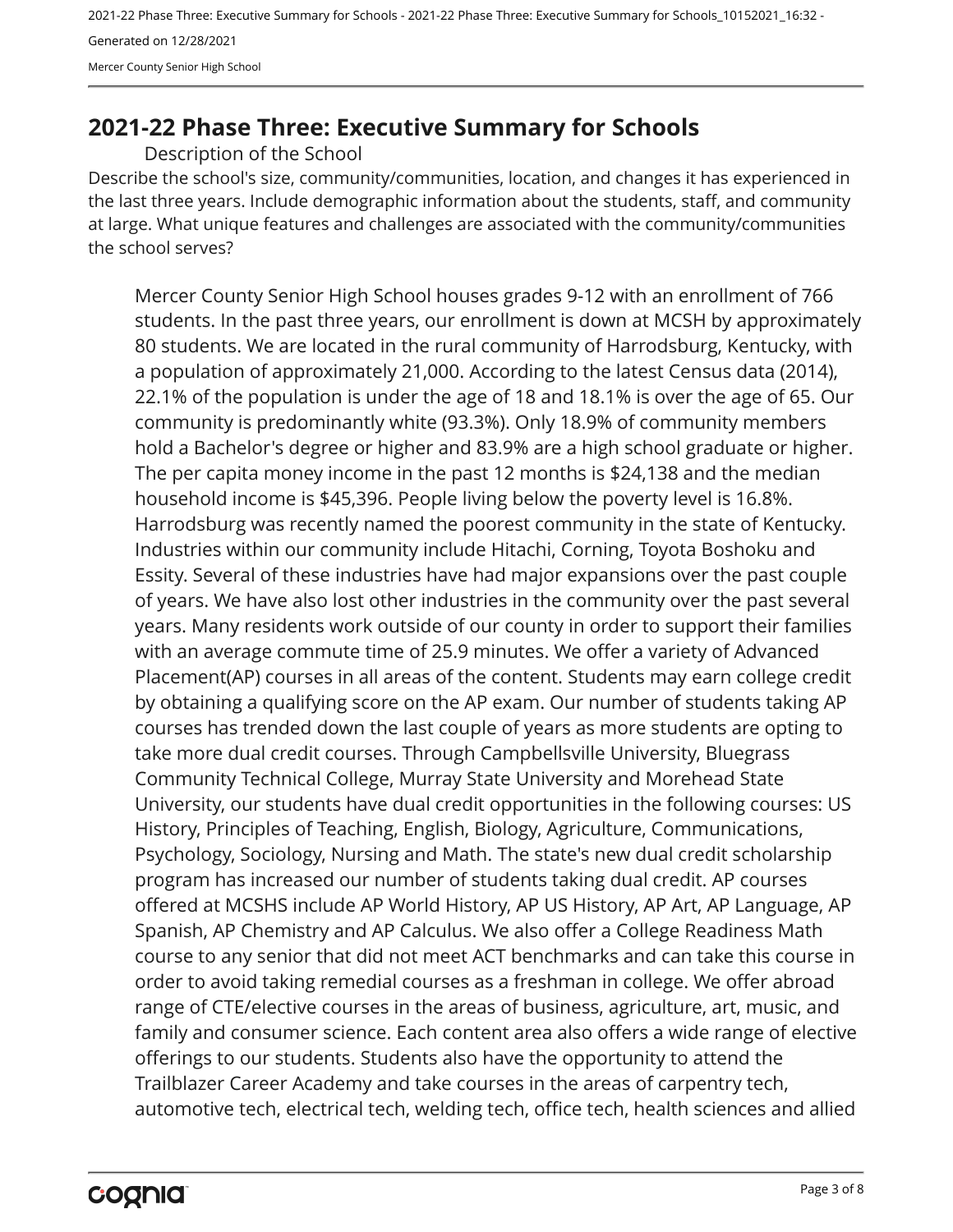## 2021-22 Phase Three: Executive Summary for Schools

### Description of the School

Describe the school's size, community/communities, location, and changes it has experienced in the last three years. Include demographic information about the students, staff, and community at large. What unique features and challenges are associated with the community/communities the school serves?

Mercer County Senior High School houses grades 9-12 with an enrollment of 766 students. In the past three years, our enrollment is down at MCSH by approximately 80 students. We are located in the rural community of Harrodsburg, Kentucky, with a population of approximately 21,000. According to the latest Census data (2014), 22.1% of the population is under the age of 18 and 18.1% is over the age of 65. Our community is predominantly white (93.3%). Only 18.9% of community members hold a Bachelor's degree or higher and 83.9% are a high school graduate or higher. The per capita money income in the past 12 months is $24,138 and the median household income is $45,396. People living below the poverty level is 16.8%. Harrodsburg was recently named the poorest community in the state of Kentucky. Industries within our community include Hitachi, Corning, Toyota Boshoku and Essity. Several of these industries have had major expansions over the past couple of years. We have also lost other industries in the community over the past several years. Many residents work outside of our county in order to support their families with an average commute time of 25.9 minutes. We offer a variety of Advanced Placement(AP) courses in all areas of the content. Students may earn college credit by obtaining a qualifying score on the AP exam. Our number of students taking AP courses has trended down the last couple of years as more students are opting to take more dual credit courses. Through Campbellsville University, Bluegrass Community Technical College, Murray State University and Morehead State University, our students have dual credit opportunities in the following courses: US History, Principles of Teaching, English, Biology, Agriculture, Communications, Psychology, Sociology, Nursing and Math. The state's new dual credit scholarship program has increased our number of students taking dual credit. AP courses offered at MCSHS include AP World History, AP US History, AP Art, AP Language, AP Spanish, AP Chemistry and AP Calculus. We also offer a College Readiness Math course to any senior that did not meet ACT benchmarks and can take this course in order to avoid taking remedial courses as a freshman in college. We offer abroad range of CTE/elective courses in the areas of business, agriculture, art, music, and family and consumer science. Each content area also offers a wide range of elective offerings to our students. Students also have the opportunity to attend the Trailblazer Career Academy and take courses in the areas of carpentry tech, automotive tech, electrical tech, welding tech, office tech, health sciences and allied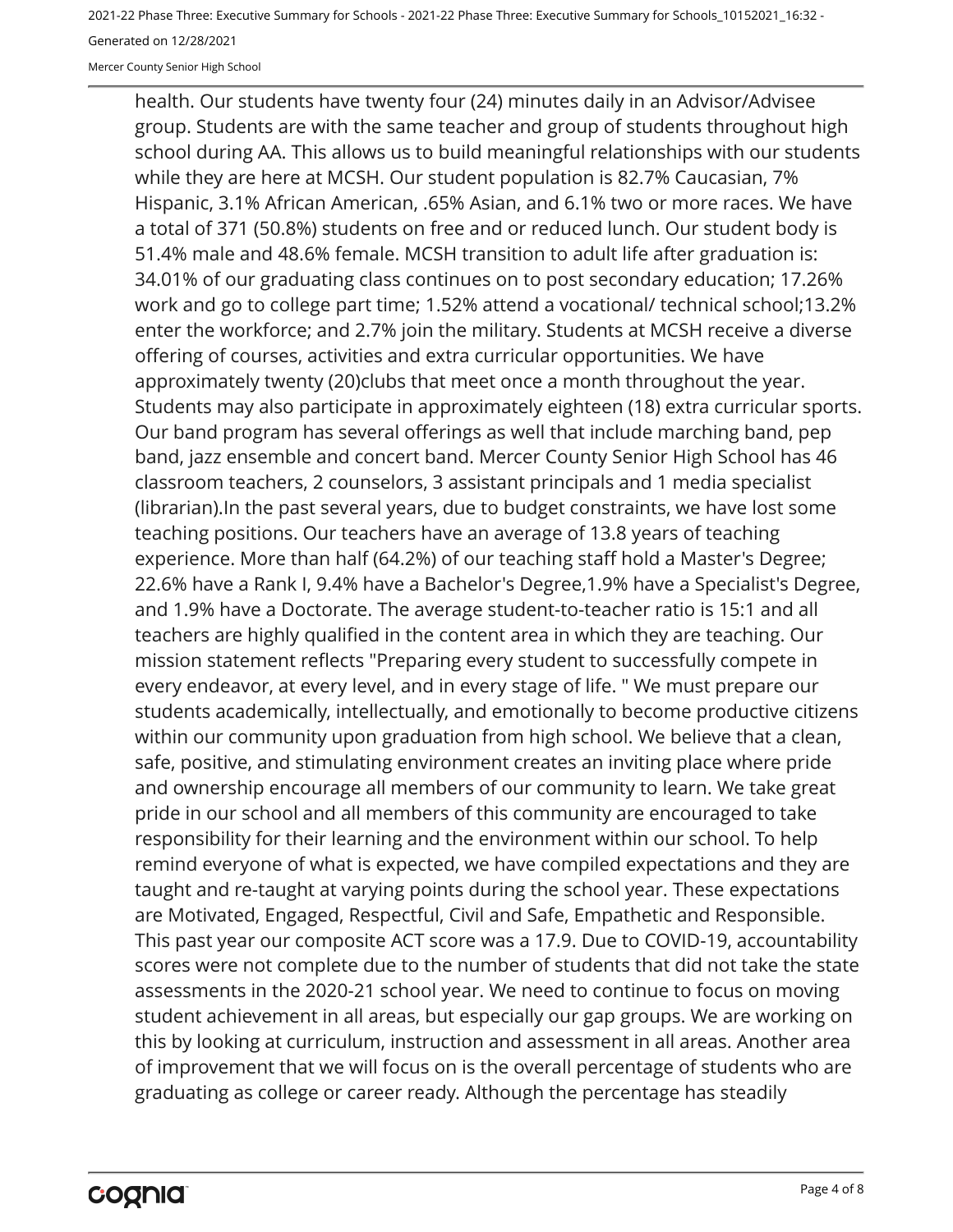health. Our students have twenty four (24) minutes daily in an Advisor/Advisee group. Students are with the same teacher and group of students throughout high school during AA. This allows us to build meaningful relationships with our students while they are here at MCSH. Our student population is 82.7% Caucasian, 7% Hispanic, 3.1% African American, .65% Asian, and 6.1% two or more races. We have a total of 371 (50.8%) students on free and or reduced lunch. Our student body is 51.4% male and 48.6% female. MCSH transition to adult life after graduation is: 34.01% of our graduating class continues on to post secondary education; 17.26% work and go to college part time; 1.52% attend a vocational/ technical school;13.2% enter the workforce; and 2.7% join the military. Students at MCSH receive a diverse offering of courses, activities and extra curricular opportunities. We have approximately twenty (20)clubs that meet once a month throughout the year. Students may also participate in approximately eighteen (18) extra curricular sports. Our band program has several offerings as well that include marching band, pep band, jazz ensemble and concert band. Mercer County Senior High School has 46 classroom teachers, 2 counselors, 3 assistant principals and 1 media specialist (librarian).In the past several years, due to budget constraints, we have lost some teaching positions. Our teachers have an average of 13.8 years of teaching experience. More than half (64.2%) of our teaching staff hold a Master's Degree; 22.6% have a Rank I, 9.4% have a Bachelor's Degree,1.9% have a Specialist's Degree, and 1.9% have a Doctorate. The average student-to-teacher ratio is 15:1 and all teachers are highly qualified in the content area in which they are teaching. Our mission statement reflects "Preparing every student to successfully compete in every endeavor, at every level, and in every stage of life. " We must prepare our students academically, intellectually, and emotionally to become productive citizens within our community upon graduation from high school. We believe that a clean, safe, positive, and stimulating environment creates an inviting place where pride and ownership encourage all members of our community to learn. We take great pride in our school and all members of this community are encouraged to take responsibility for their learning and the environment within our school. To help remind everyone of what is expected, we have compiled expectations and they are taught and re-taught at varying points during the school year. These expectations are Motivated, Engaged, Respectful, Civil and Safe, Empathetic and Responsible. This past year our composite ACT score was a 17.9. Due to COVID-19, accountability scores were not complete due to the number of students that did not take the state assessments in the 2020-21 school year. We need to continue to focus on moving student achievement in all areas, but especially our gap groups. We are working on this by looking at curriculum, instruction and assessment in all areas. Another area of improvement that we will focus on is the overall percentage of students who are graduating as college or career ready. Although the percentage has steadily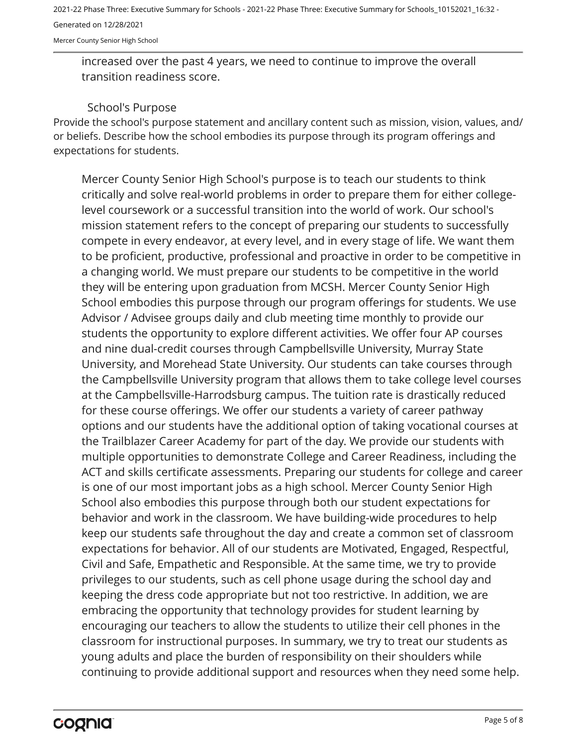increased over the past 4 years, we need to continue to improve the overall transition readiness score.

## School's Purpose

Provide the school's purpose statement and ancillary content such as mission, vision, values, and/or beliefs. Describe how the school embodies its purpose through its program offerings and expectations for students.

Mercer County Senior High School's purpose is to teach our students to think critically and solve real-world problems in order to prepare them for either college-level coursework or a successful transition into the world of work. Our school's mission statement refers to the concept of preparing our students to successfully compete in every endeavor, at every level, and in every stage of life. We want them to be proficient, productive, professional and proactive in order to be competitive in a changing world. We must prepare our students to be competitive in the world they will be entering upon graduation from MCSH. Mercer County Senior High School embodies this purpose through our program offerings for students. We use Advisor / Advisee groups daily and club meeting time monthly to provide our students the opportunity to explore different activities. We offer four AP courses and nine dual-credit courses through Campbellsville University, Murray State University, and Morehead State University. Our students can take courses through the Campbellsville University program that allows them to take college level courses at the Campbellsville-Harrodsburg campus. The tuition rate is drastically reduced for these course offerings. We offer our students a variety of career pathway options and our students have the additional option of taking vocational courses at the Trailblazer Career Academy for part of the day. We provide our students with multiple opportunities to demonstrate College and Career Readiness, including the ACT and skills certificate assessments. Preparing our students for college and career is one of our most important jobs as a high school. Mercer County Senior High School also embodies this purpose through both our student expectations for behavior and work in the classroom. We have building-wide procedures to help keep our students safe throughout the day and create a common set of classroom expectations for behavior. All of our students are Motivated, Engaged, Respectful, Civil and Safe, Empathetic and Responsible. At the same time, we try to provide privileges to our students, such as cell phone usage during the school day and keeping the dress code appropriate but not too restrictive. In addition, we are embracing the opportunity that technology provides for student learning by encouraging our teachers to allow the students to utilize their cell phones in the classroom for instructional purposes. In summary, we try to treat our students as young adults and place the burden of responsibility on their shoulders while continuing to provide additional support and resources when they need some help.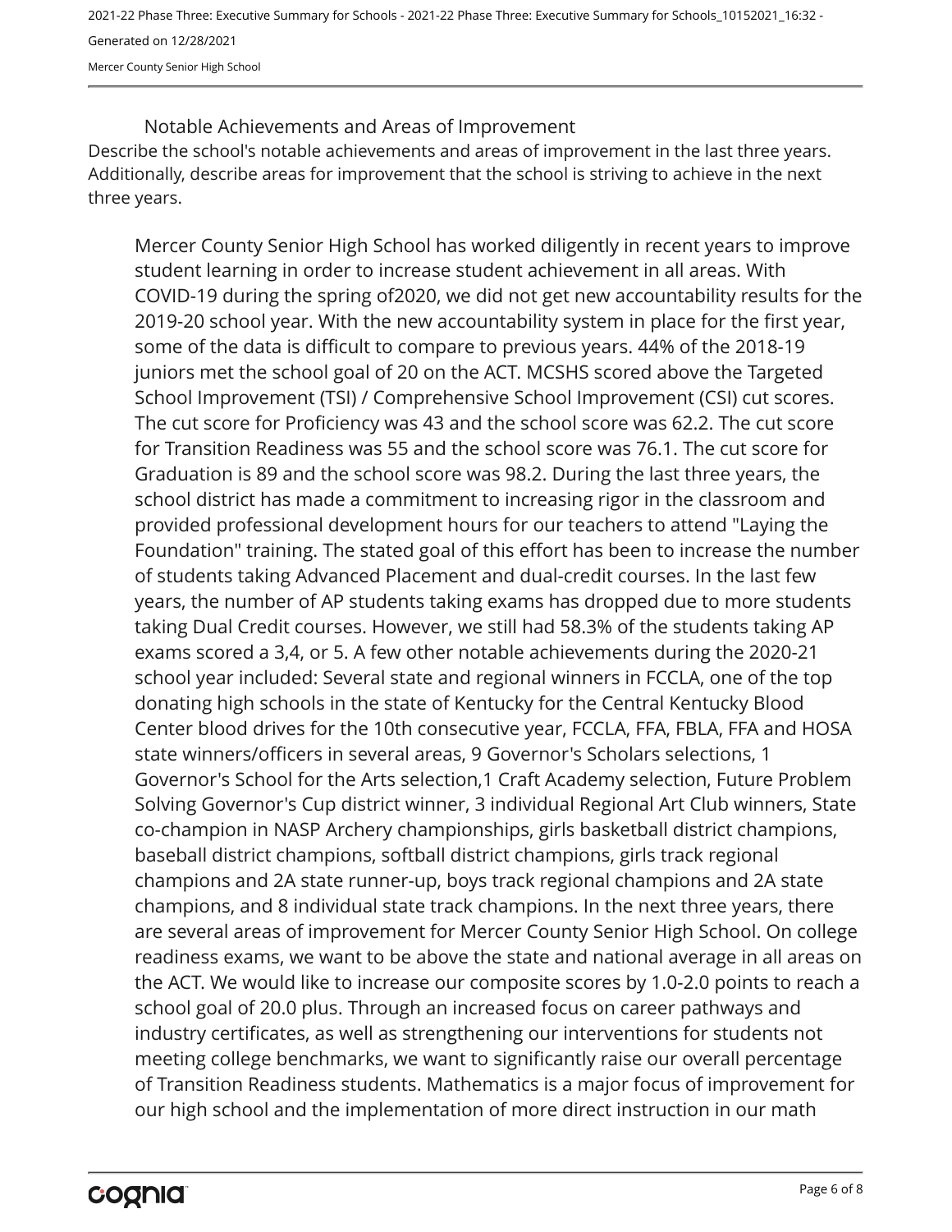## Notable Achievements and Areas of Improvement

Describe the school's notable achievements and areas of improvement in the last three years. Additionally, describe areas for improvement that the school is striving to achieve in the next three years.

Mercer County Senior High School has worked diligently in recent years to improve student learning in order to increase student achievement in all areas. With COVID-19 during the spring of2020, we did not get new accountability results for the 2019-20 school year. With the new accountability system in place for the first year, some of the data is difficult to compare to previous years. 44% of the 2018-19 juniors met the school goal of 20 on the ACT. MCSHS scored above the Targeted School Improvement (TSI) / Comprehensive School Improvement (CSI) cut scores. The cut score for Proficiency was 43 and the school score was 62.2. The cut score for Transition Readiness was 55 and the school score was 76.1. The cut score for Graduation is 89 and the school score was 98.2. During the last three years, the school district has made a commitment to increasing rigor in the classroom and provided professional development hours for our teachers to attend "Laying the Foundation" training. The stated goal of this effort has been to increase the number of students taking Advanced Placement and dual-credit courses. In the last few years, the number of AP students taking exams has dropped due to more students taking Dual Credit courses. However, we still had 58.3% of the students taking AP exams scored a 3,4, or 5. A few other notable achievements during the 2020-21 school year included: Several state and regional winners in FCCLA, one of the top donating high schools in the state of Kentucky for the Central Kentucky Blood Center blood drives for the 10th consecutive year, FCCLA, FFA, FBLA, FFA and HOSA state winners/officers in several areas, 9 Governor's Scholars selections, 1 Governor's School for the Arts selection,1 Craft Academy selection, Future Problem Solving Governor's Cup district winner, 3 individual Regional Art Club winners, State co-champion in NASP Archery championships, girls basketball district champions, baseball district champions, softball district champions, girls track regional champions and 2A state runner-up, boys track regional champions and 2A state champions, and 8 individual state track champions. In the next three years, there are several areas of improvement for Mercer County Senior High School. On college readiness exams, we want to be above the state and national average in all areas on the ACT. We would like to increase our composite scores by 1.0-2.0 points to reach a school goal of 20.0 plus. Through an increased focus on career pathways and industry certificates, as well as strengthening our interventions for students not meeting college benchmarks, we want to significantly raise our overall percentage of Transition Readiness students. Mathematics is a major focus of improvement for our high school and the implementation of more direct instruction in our math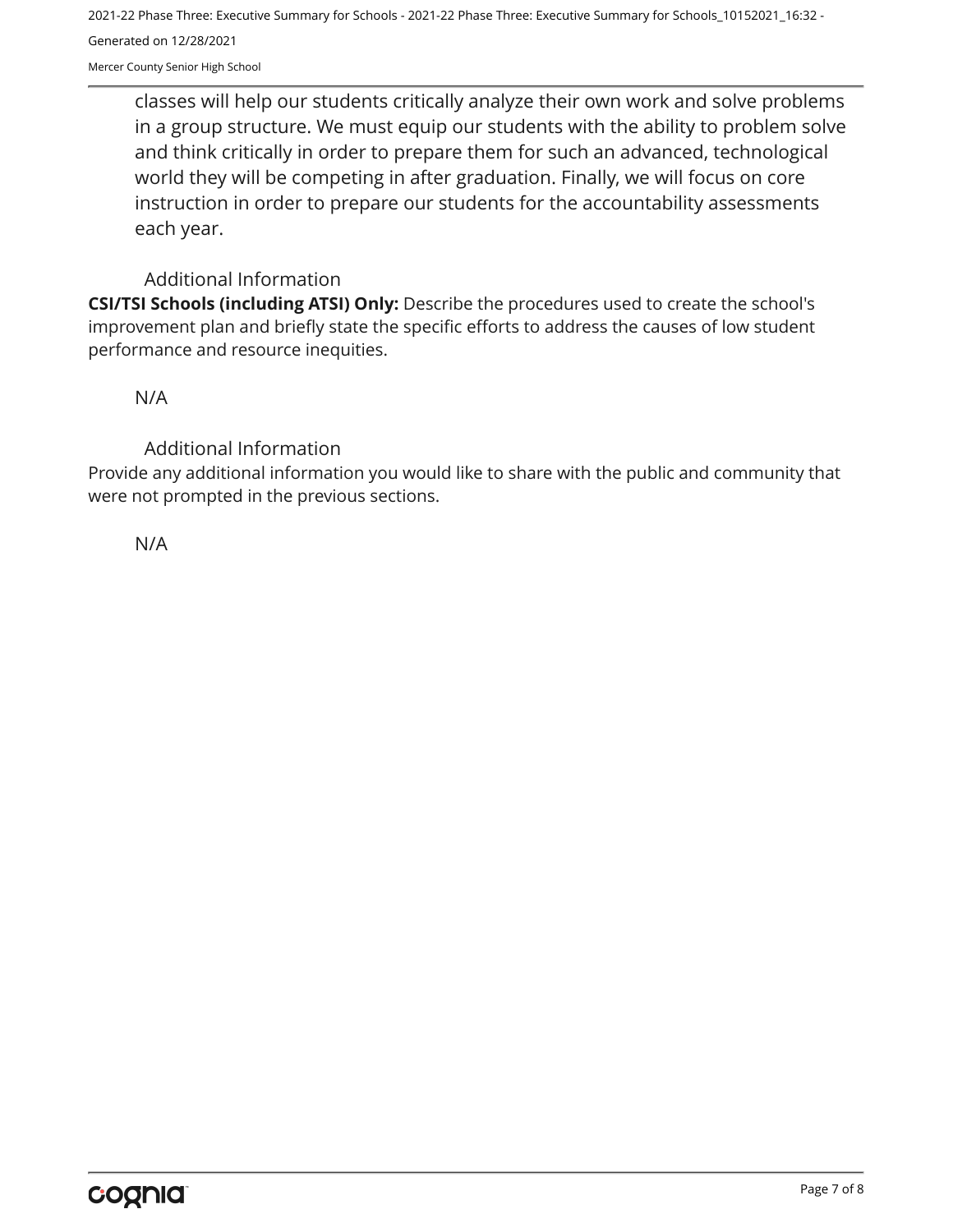classes will help our students critically analyze their own work and solve problems in a group structure. We must equip our students with the ability to problem solve and think critically in order to prepare them for such an advanced, technological world they will be competing in after graduation. Finally, we will focus on core instruction in order to prepare our students for the accountability assessments each year.

### Additional Information

**CSI/TSI Schools (including ATSI) Only:** Describe the procedures used to create the school's improvement plan and briefly state the specific efforts to address the causes of low student performance and resource inequities.

N/A

### Additional Information

Provide any additional information you would like to share with the public and community that were not prompted in the previous sections.

N/A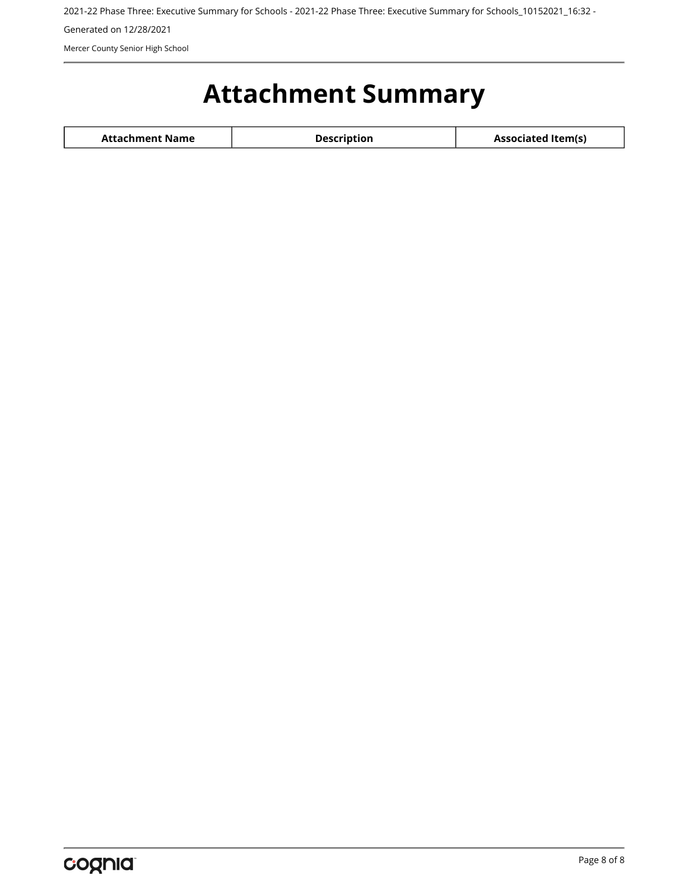# Attachment Summary

| Attachment Name | Description | Associated Item(s) |
| --- | --- | --- |